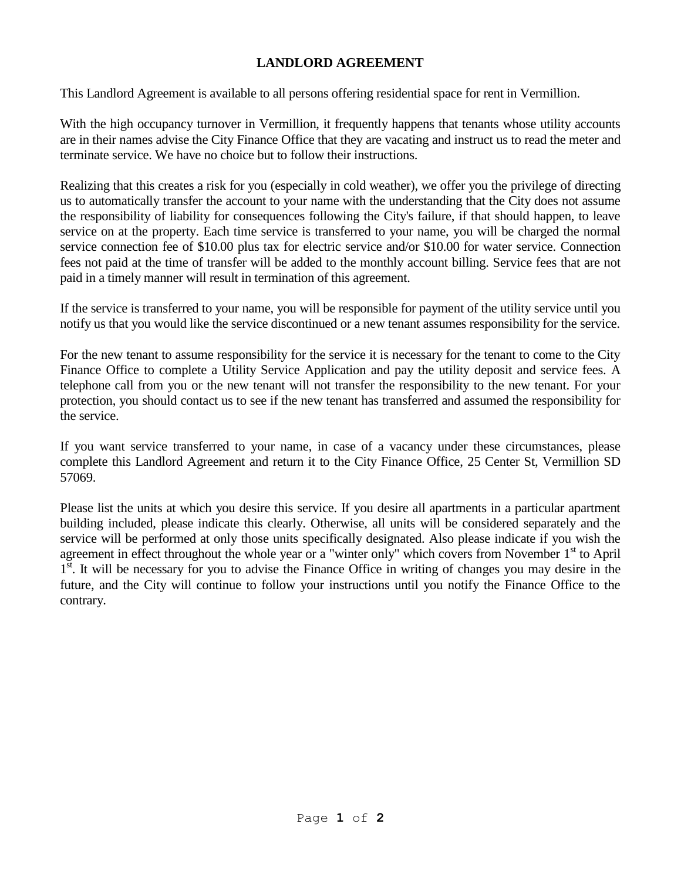# LANDLORD AGREEMENT

This Landlord Agreement is available to all persons offering residential space for rent in Vermillion.

With the high occupancy turnover in Vermillion, it frequently happens that tenants whose utility accounts are in their names advise the City Finance Office that they are vacating and instruct us to read the meter and terminate service. We have no choice but to follow their instructions.

Realizing that this creates a risk for you (especially in cold weather), we offer you the privilege of directing us to automatically transfer the account to your name with the understanding that the City does not assume the responsibility of liability for consequences following the City's failure, if that should happen, to leave service on at the property. Each time service is transferred to your name, you will be charged the normal service connection fee of $10.00 plus tax for electric service and/or $10.00 for water service. Connection fees not paid at the time of transfer will be added to the monthly account billing. Service fees that are not paid in a timely manner will result in termination of this agreement.

If the service is transferred to your name, you will be responsible for payment of the utility service until you notify us that you would like the service discontinued or a new tenant assumes responsibility for the service.

For the new tenant to assume responsibility for the service it is necessary for the tenant to come to the City Finance Office to complete a Utility Service Application and pay the utility deposit and service fees. A telephone call from you or the new tenant will not transfer the responsibility to the new tenant. For your protection, you should contact us to see if the new tenant has transferred and assumed the responsibility for the service.

If you want service transferred to your name, in case of a vacancy under these circumstances, please complete this Landlord Agreement and return it to the City Finance Office, 25 Center St, Vermillion SD 57069.

Please list the units at which you desire this service. If you desire all apartments in a particular apartment building included, please indicate this clearly. Otherwise, all units will be considered separately and the service will be performed at only those units specifically designated. Also please indicate if you wish the agreement in effect throughout the whole year or a "winter only" which covers from November 1st to April 1st. It will be necessary for you to advise the Finance Office in writing of changes you may desire in the future, and the City will continue to follow your instructions until you notify the Finance Office to the contrary.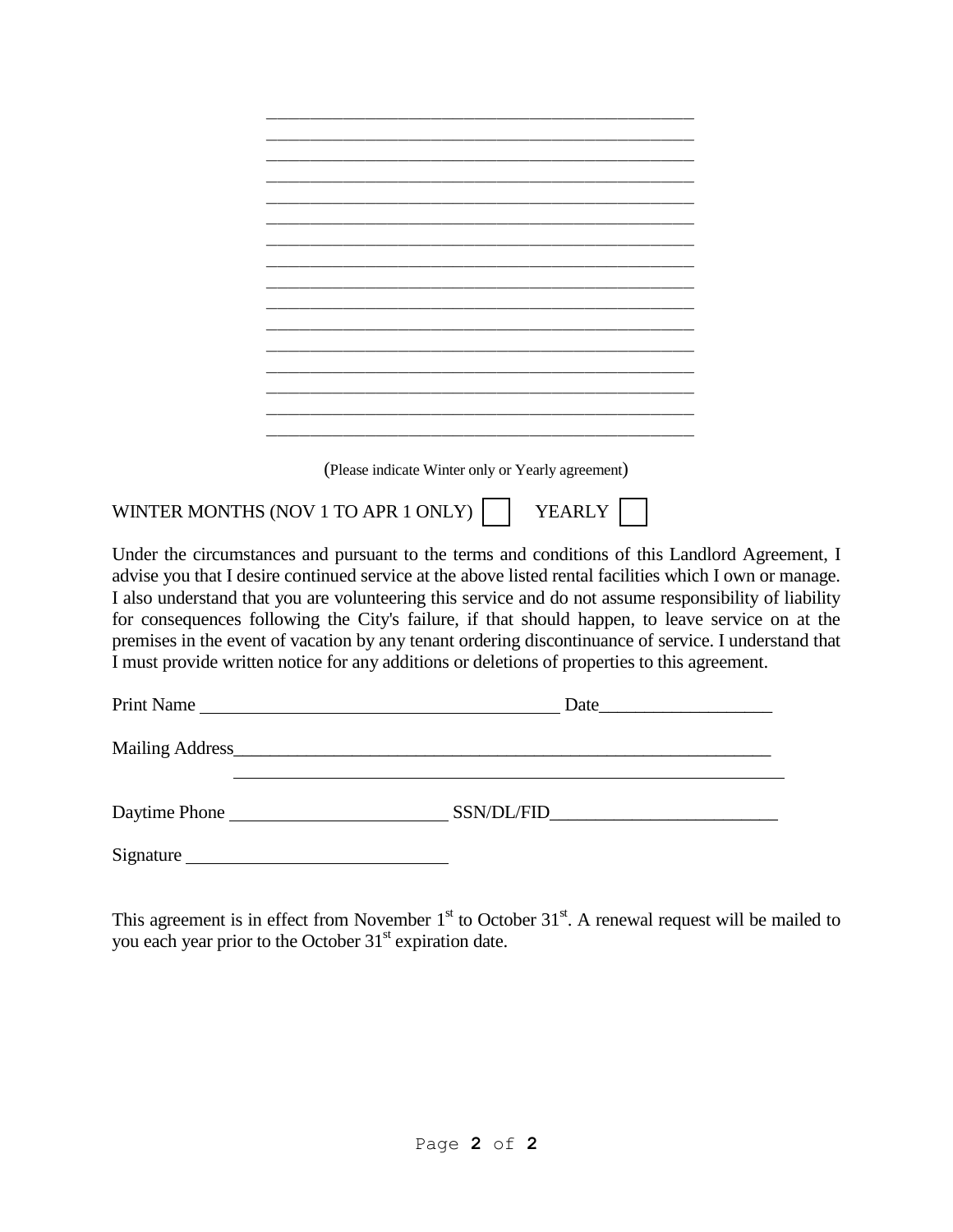\_\_\_\_\_\_\_\_\_\_\_\_\_\_\_\_\_\_\_\_\_\_\_\_\_\_\_\_\_\_\_\_\_\_\_\_\_\_\_\_\_\_\_\_\_\_\_\_
\_\_\_\_\_\_\_\_\_\_\_\_\_\_\_\_\_\_\_\_\_\_\_\_\_\_\_\_\_\_\_\_\_\_\_\_\_\_\_\_\_\_\_\_\_\_\_\_
\_\_\_\_\_\_\_\_\_\_\_\_\_\_\_\_\_\_\_\_\_\_\_\_\_\_\_\_\_\_\_\_\_\_\_\_\_\_\_\_\_\_\_\_\_\_\_\_
\_\_\_\_\_\_\_\_\_\_\_\_\_\_\_\_\_\_\_\_\_\_\_\_\_\_\_\_\_\_\_\_\_\_\_\_\_\_\_\_\_\_\_\_\_\_\_\_
\_\_\_\_\_\_\_\_\_\_\_\_\_\_\_\_\_\_\_\_\_\_\_\_\_\_\_\_\_\_\_\_\_\_\_\_\_\_\_\_\_\_\_\_\_\_\_\_
\_\_\_\_\_\_\_\_\_\_\_\_\_\_\_\_\_\_\_\_\_\_\_\_\_\_\_\_\_\_\_\_\_\_\_\_\_\_\_\_\_\_\_\_\_\_\_\_
\_\_\_\_\_\_\_\_\_\_\_\_\_\_\_\_\_\_\_\_\_\_\_\_\_\_\_\_\_\_\_\_\_\_\_\_\_\_\_\_\_\_\_\_\_\_\_\_
\_\_\_\_\_\_\_\_\_\_\_\_\_\_\_\_\_\_\_\_\_\_\_\_\_\_\_\_\_\_\_\_\_\_\_\_\_\_\_\_\_\_\_\_\_\_\_\_
\_\_\_\_\_\_\_\_\_\_\_\_\_\_\_\_\_\_\_\_\_\_\_\_\_\_\_\_\_\_\_\_\_\_\_\_\_\_\_\_\_\_\_\_\_\_\_\_
\_\_\_\_\_\_\_\_\_\_\_\_\_\_\_\_\_\_\_\_\_\_\_\_\_\_\_\_\_\_\_\_\_\_\_\_\_\_\_\_\_\_\_\_\_\_\_\_
\_\_\_\_\_\_\_\_\_\_\_\_\_\_\_\_\_\_\_\_\_\_\_\_\_\_\_\_\_\_\_\_\_\_\_\_\_\_\_\_\_\_\_\_\_\_\_\_
\_\_\_\_\_\_\_\_\_\_\_\_\_\_\_\_\_\_\_\_\_\_\_\_\_\_\_\_\_\_\_\_\_\_\_\_\_\_\_\_\_\_\_\_\_\_\_\_
\_\_\_\_\_\_\_\_\_\_\_\_\_\_\_\_\_\_\_\_\_\_\_\_\_\_\_\_\_\_\_\_\_\_\_\_\_\_\_\_\_\_\_\_\_\_\_\_
\_\_\_\_\_\_\_\_\_\_\_\_\_\_\_\_\_\_\_\_\_\_\_\_\_\_\_\_\_\_\_\_\_\_\_\_\_\_\_\_\_\_\_\_\_\_\_\_
\_\_\_\_\_\_\_\_\_\_\_\_\_\_\_\_\_\_\_\_\_\_\_\_\_\_\_\_\_\_\_\_\_\_\_\_\_\_\_\_\_\_\_\_\_\_\_\_
\_\_\_\_\_\_\_\_\_\_\_\_\_\_\_\_\_\_\_\_\_\_\_\_\_\_\_\_\_\_\_\_\_\_\_\_\_\_\_\_\_\_\_\_\_\_\_\_

(Please indicate Winter only or Yearly agreement)

WINTER MONTHS (NOV 1 TO APR 1 ONLY) ☐ YEARLY ☐

Under the circumstances and pursuant to the terms and conditions of this Landlord Agreement, I advise you that I desire continued service at the above listed rental facilities which I own or manage. I also understand that you are volunteering this service and do not assume responsibility of liability for consequences following the City's failure, if that should happen, to leave service on at the premises in the event of vacation by any tenant ordering discontinuance of service. I understand that I must provide written notice for any additions or deletions of properties to this agreement.

Print Name \_\_\_\_\_\_\_\_\_\_\_\_\_\_\_\_\_\_\_\_\_\_\_\_\_\_\_\_\_\_\_\_\_\_\_\_\_\_\_\_ Date\_\_\_\_\_\_\_\_\_\_\_\_\_\_\_\_\_\_\_\_

Mailing Address\_\_\_\_\_\_\_\_\_\_\_\_\_\_\_\_\_\_\_\_\_\_\_\_\_\_\_\_\_\_\_\_\_\_\_\_\_\_\_\_\_\_\_\_\_\_\_\_\_\_\_\_\_\_\_\_\_\_\_\_
\_\_\_\_\_\_\_\_\_\_\_\_\_\_\_\_\_\_\_\_\_\_\_\_\_\_\_\_\_\_\_\_\_\_\_\_\_\_\_\_\_\_\_\_\_\_\_\_\_\_\_\_\_\_\_\_\_\_\_\_

Daytime Phone \_\_\_\_\_\_\_\_\_\_\_\_\_\_\_\_\_\_\_\_\_\_\_\_\_ SSN/DL/FID\_\_\_\_\_\_\_\_\_\_\_\_\_\_\_\_\_\_\_\_\_\_\_\_\_\_

Signature \_\_\_\_\_\_\_\_\_\_\_\_\_\_\_\_\_\_\_\_\_\_\_\_\_\_\_\_\_\_

This agreement is in effect from November 1st to October 31st. A renewal request will be mailed to you each year prior to the October 31st expiration date.